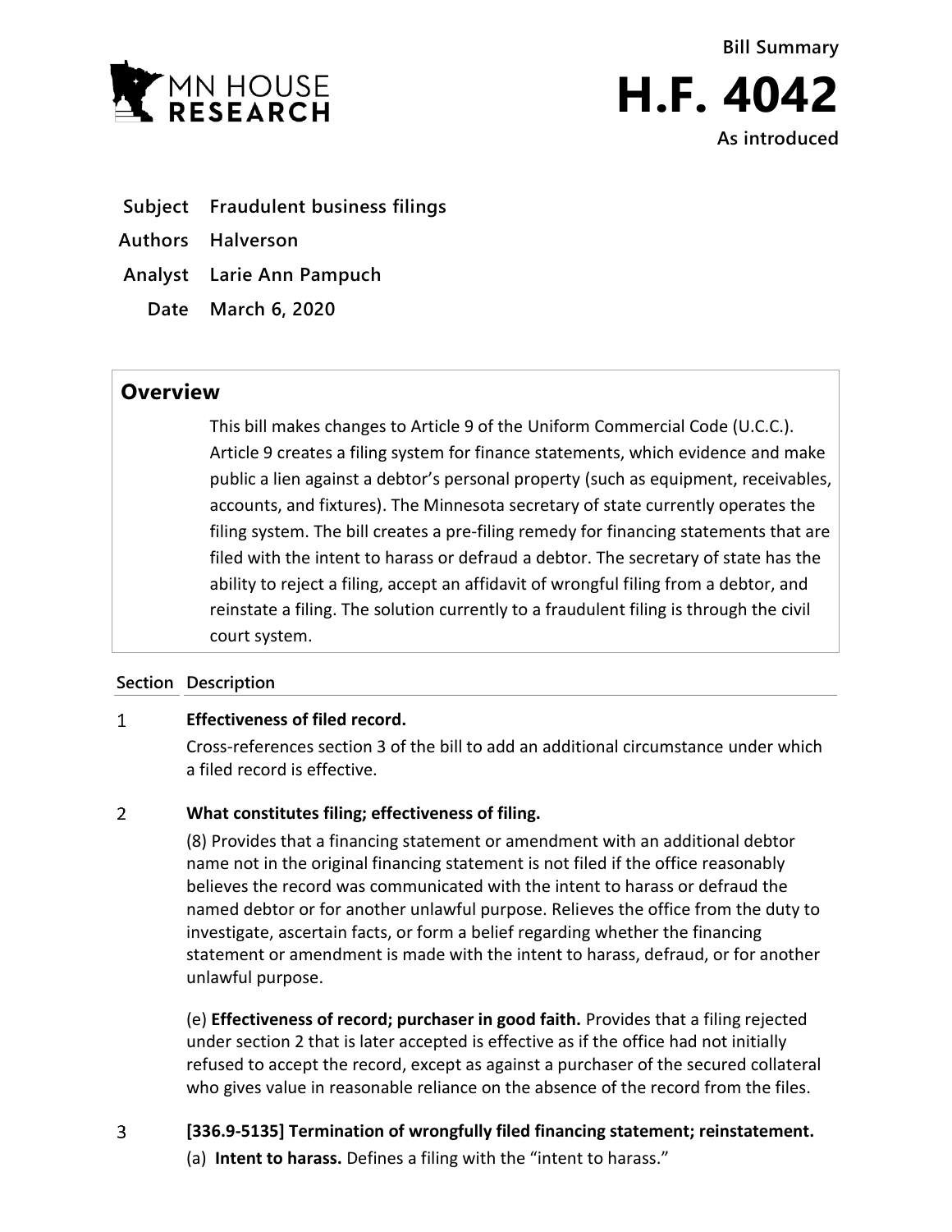**Bill Summary**

# H.F. 4042

**As introduced**

| | |
|---|---|
| **Subject** | **Fraudulent business filings** |
| **Authors** | **Halverson** |
| **Analyst** | **Larie Ann Pampuch** |
| **Date** | **March 6, 2020** |

## Overview

This bill makes changes to Article 9 of the Uniform Commercial Code (U.C.C.). Article 9 creates a filing system for finance statements, which evidence and make public a lien against a debtor's personal property (such as equipment, receivables, accounts, and fixtures). The Minnesota secretary of state currently operates the filing system. The bill creates a pre-filing remedy for financing statements that are filed with the intent to harass or defraud a debtor. The secretary of state has the ability to reject a filing, accept an affidavit of wrongful filing from a debtor, and reinstate a filing. The solution currently to a fraudulent filing is through the civil court system.

| Section | Description |
|---|---|

**1 Effectiveness of filed record.**

Cross-references section 3 of the bill to add an additional circumstance under which a filed record is effective.

**2 What constitutes filing; effectiveness of filing.**

(8) Provides that a financing statement or amendment with an additional debtor name not in the original financing statement is not filed if the office reasonably believes the record was communicated with the intent to harass or defraud the named debtor or for another unlawful purpose. Relieves the office from the duty to investigate, ascertain facts, or form a belief regarding whether the financing statement or amendment is made with the intent to harass, defraud, or for another unlawful purpose.

(e) **Effectiveness of record; purchaser in good faith.** Provides that a filing rejected under section 2 that is later accepted is effective as if the office had not initially refused to accept the record, except as against a purchaser of the secured collateral who gives value in reasonable reliance on the absence of the record from the files.

**3 [336.9-5135] Termination of wrongfully filed financing statement; reinstatement.**

(a) **Intent to harass.** Defines a filing with the "intent to harass."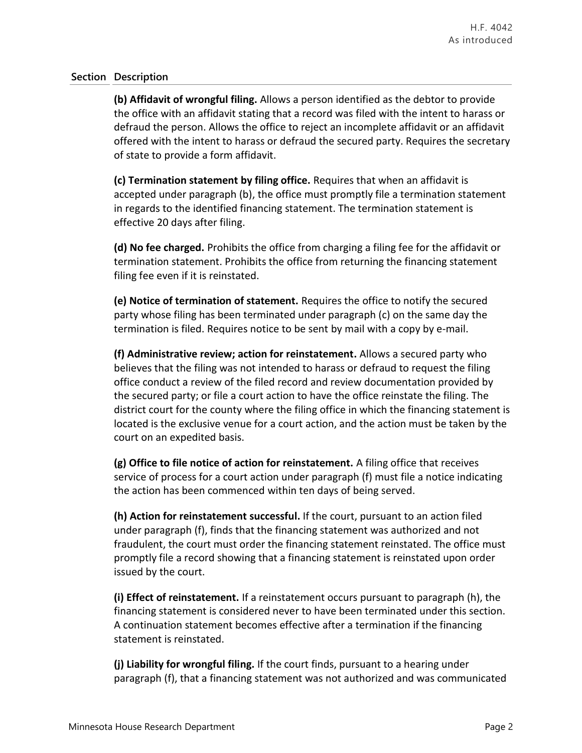| Section | Description |
| --- | --- |
| | **(b) Affidavit of wrongful filing.** Allows a person identified as the debtor to provide the office with an affidavit stating that a record was filed with the intent to harass or defraud the person. Allows the office to reject an incomplete affidavit or an affidavit offered with the intent to harass or defraud the secured party. Requires the secretary of state to provide a form affidavit. |
| | **(c) Termination statement by filing office.** Requires that when an affidavit is accepted under paragraph (b), the office must promptly file a termination statement in regards to the identified financing statement. The termination statement is effective 20 days after filing. |
| | **(d) No fee charged.** Prohibits the office from charging a filing fee for the affidavit or termination statement. Prohibits the office from returning the financing statement filing fee even if it is reinstated. |
| | **(e) Notice of termination of statement.** Requires the office to notify the secured party whose filing has been terminated under paragraph (c) on the same day the termination is filed. Requires notice to be sent by mail with a copy by e-mail. |
| | **(f) Administrative review; action for reinstatement.** Allows a secured party who believes that the filing was not intended to harass or defraud to request the filing office conduct a review of the filed record and review documentation provided by the secured party; or file a court action to have the office reinstate the filing. The district court for the county where the filing office in which the financing statement is located is the exclusive venue for a court action, and the action must be taken by the court on an expedited basis. |
| | **(g) Office to file notice of action for reinstatement.** A filing office that receives service of process for a court action under paragraph (f) must file a notice indicating the action has been commenced within ten days of being served. |
| | **(h) Action for reinstatement successful.** If the court, pursuant to an action filed under paragraph (f), finds that the financing statement was authorized and not fraudulent, the court must order the financing statement reinstated. The office must promptly file a record showing that a financing statement is reinstated upon order issued by the court. |
| | **(i) Effect of reinstatement.** If a reinstatement occurs pursuant to paragraph (h), the financing statement is considered never to have been terminated under this section. A continuation statement becomes effective after a termination if the financing statement is reinstated. |
| | **(j) Liability for wrongful filing.** If the court finds, pursuant to a hearing under paragraph (f), that a financing statement was not authorized and was communicated |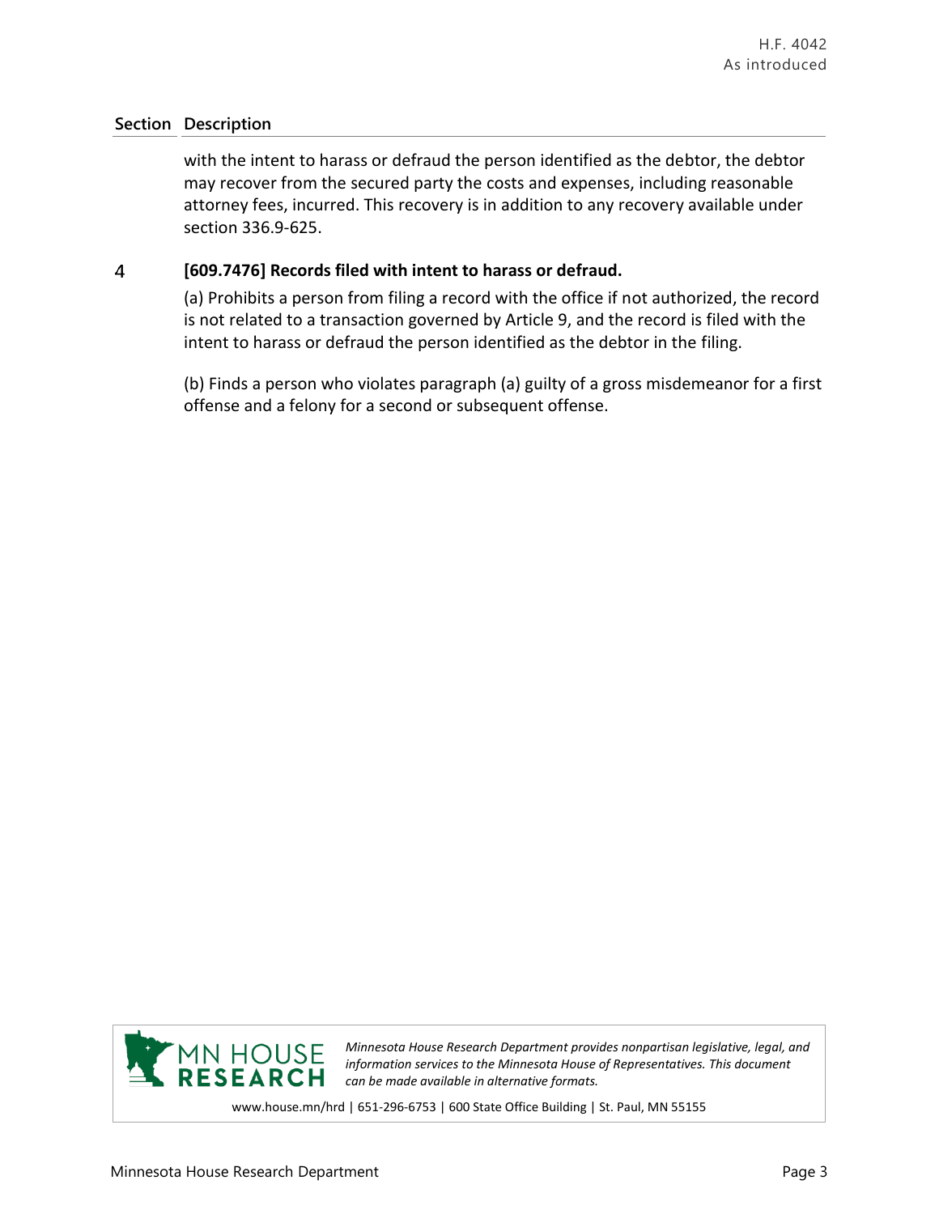| Section | Description |
|---|---|
| | with the intent to harass or defraud the person identified as the debtor, the debtor may recover from the secured party the costs and expenses, including reasonable attorney fees, incurred. This recovery is in addition to any recovery available under section 336.9-625. |
| 4 | **[609.7476] Records filed with intent to harass or defraud.**<br><br>(a) Prohibits a person from filing a record with the office if not authorized, the record is not related to a transaction governed by Article 9, and the record is filed with the intent to harass or defraud the person identified as the debtor in the filing.<br><br>(b) Finds a person who violates paragraph (a) guilty of a gross misdemeanor for a first offense and a felony for a second or subsequent offense. |

MN HOUSE RESEARCH

*Minnesota House Research Department provides nonpartisan legislative, legal, and information services to the Minnesota House of Representatives. This document can be made available in alternative formats.*

www.house.mn/hrd | 651-296-6753 | 600 State Office Building | St. Paul, MN 55155